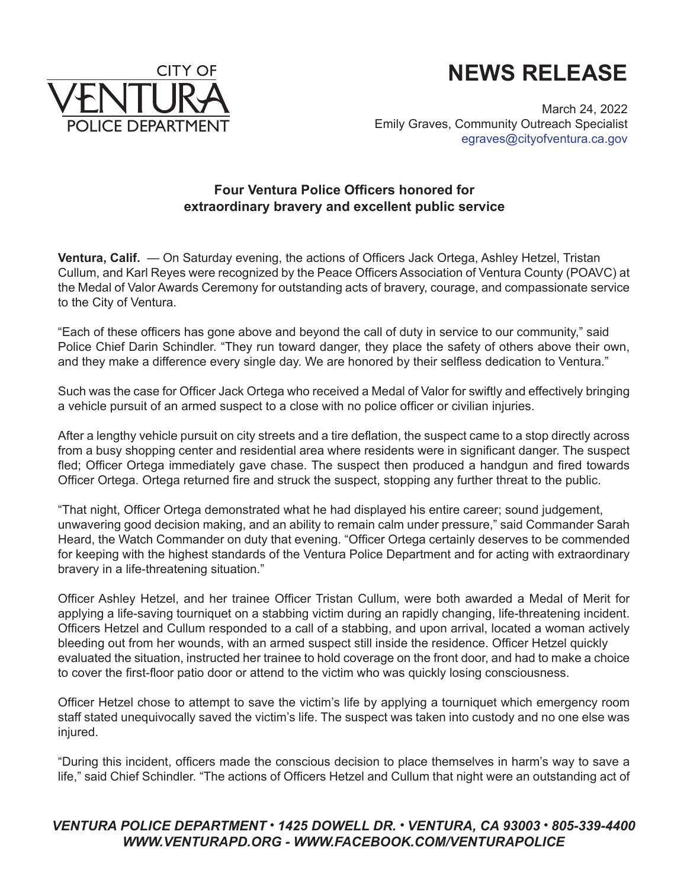CITY OF VENTURA POLICE DEPARTMENT

# NEWS RELEASE

March 24, 2022
Emily Graves, Community Outreach Specialist
egraves@cityofventura.ca.gov

**Four Ventura Police Officers honored for extraordinary bravery and excellent public service**

**Ventura, Calif.** — On Saturday evening, the actions of Officers Jack Ortega, Ashley Hetzel, Tristan Cullum, and Karl Reyes were recognized by the Peace Officers Association of Ventura County (POAVC) at the Medal of Valor Awards Ceremony for outstanding acts of bravery, courage, and compassionate service to the City of Ventura.

"Each of these officers has gone above and beyond the call of duty in service to our community," said Police Chief Darin Schindler. "They run toward danger, they place the safety of others above their own, and they make a difference every single day. We are honored by their selfless dedication to Ventura."

Such was the case for Officer Jack Ortega who received a Medal of Valor for swiftly and effectively bringing a vehicle pursuit of an armed suspect to a close with no police officer or civilian injuries.

After a lengthy vehicle pursuit on city streets and a tire deflation, the suspect came to a stop directly across from a busy shopping center and residential area where residents were in significant danger. The suspect fled; Officer Ortega immediately gave chase. The suspect then produced a handgun and fired towards Officer Ortega. Ortega returned fire and struck the suspect, stopping any further threat to the public.

"That night, Officer Ortega demonstrated what he had displayed his entire career; sound judgement, unwavering good decision making, and an ability to remain calm under pressure," said Commander Sarah Heard, the Watch Commander on duty that evening. "Officer Ortega certainly deserves to be commended for keeping with the highest standards of the Ventura Police Department and for acting with extraordinary bravery in a life-threatening situation."

Officer Ashley Hetzel, and her trainee Officer Tristan Cullum, were both awarded a Medal of Merit for applying a life-saving tourniquet on a stabbing victim during an rapidly changing, life-threatening incident. Officers Hetzel and Cullum responded to a call of a stabbing, and upon arrival, located a woman actively bleeding out from her wounds, with an armed suspect still inside the residence. Officer Hetzel quickly evaluated the situation, instructed her trainee to hold coverage on the front door, and had to make a choice to cover the first-floor patio door or attend to the victim who was quickly losing consciousness.

Officer Hetzel chose to attempt to save the victim's life by applying a tourniquet which emergency room staff stated unequivocally saved the victim's life. The suspect was taken into custody and no one else was injured.

"During this incident, officers made the conscious decision to place themselves in harm's way to save a life," said Chief Schindler. "The actions of Officers Hetzel and Cullum that night were an outstanding act of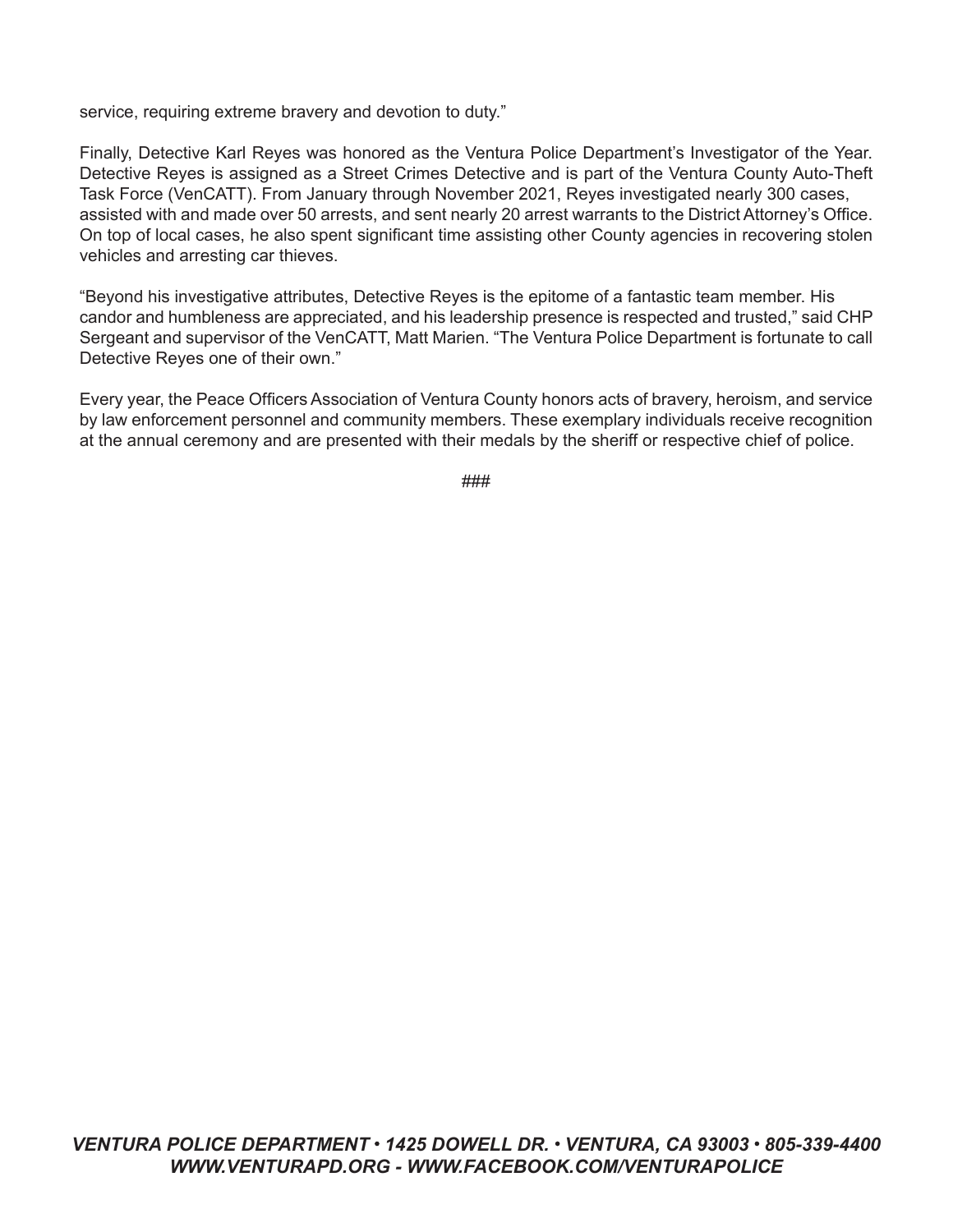service, requiring extreme bravery and devotion to duty."

Finally, Detective Karl Reyes was honored as the Ventura Police Department's Investigator of the Year. Detective Reyes is assigned as a Street Crimes Detective and is part of the Ventura County Auto-Theft Task Force (VenCATT). From January through November 2021, Reyes investigated nearly 300 cases, assisted with and made over 50 arrests, and sent nearly 20 arrest warrants to the District Attorney's Office. On top of local cases, he also spent significant time assisting other County agencies in recovering stolen vehicles and arresting car thieves.

"Beyond his investigative attributes, Detective Reyes is the epitome of a fantastic team member. His candor and humbleness are appreciated, and his leadership presence is respected and trusted," said CHP Sergeant and supervisor of the VenCATT, Matt Marien. "The Ventura Police Department is fortunate to call Detective Reyes one of their own."

Every year, the Peace Officers Association of Ventura County honors acts of bravery, heroism, and service by law enforcement personnel and community members. These exemplary individuals receive recognition at the annual ceremony and are presented with their medals by the sheriff or respective chief of police.

###